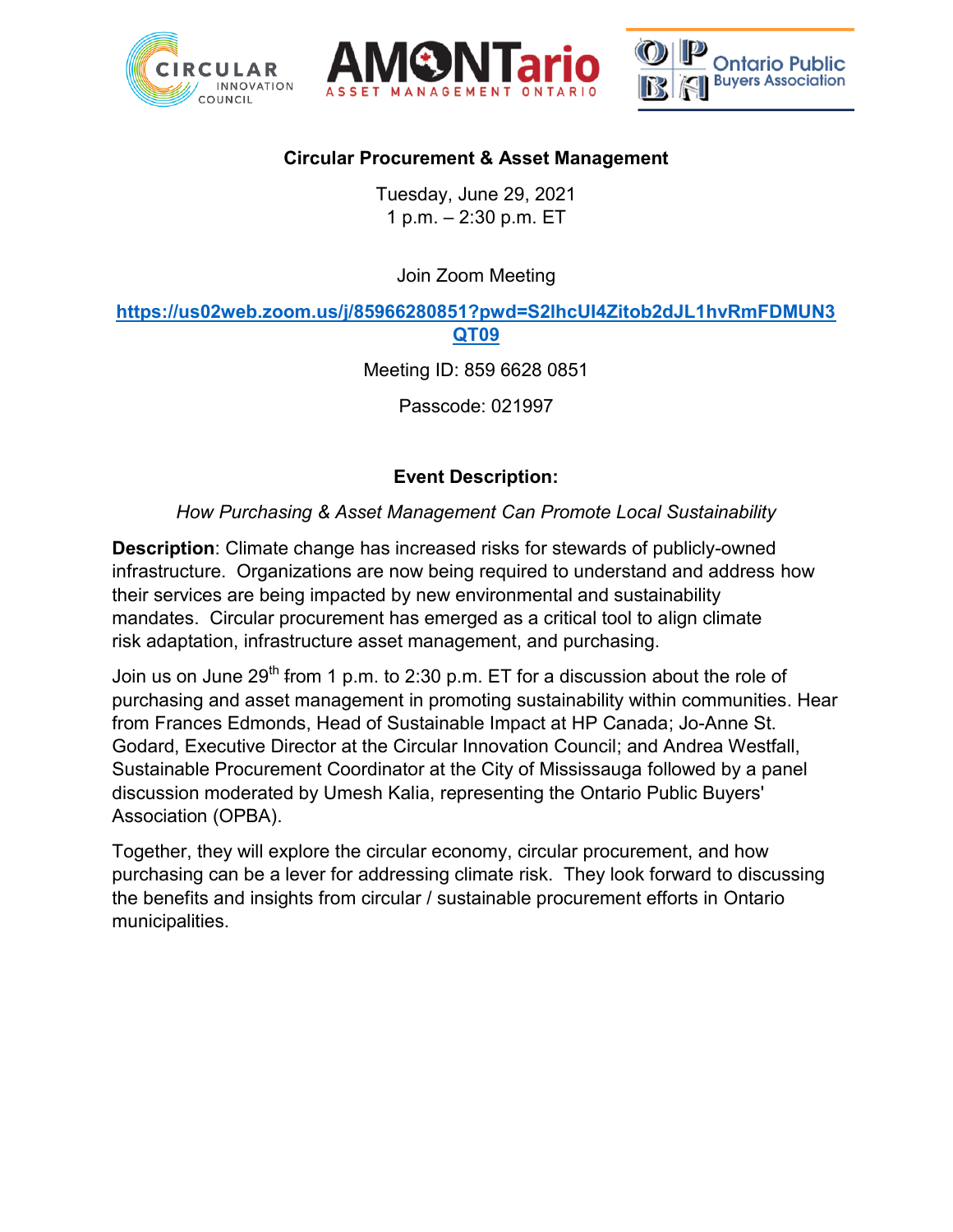Circular Innovation Council | AMONTario Asset Management Ontario | Ontario Public Buyers Association

## Circular Procurement & Asset Management

Tuesday, June 29, 2021
1 p.m. – 2:30 p.m. ET

Join Zoom Meeting

https://us02web.zoom.us/j/85966280851?pwd=S2lhcUI4Zitob2dJL1hvRmFDMUN3QT09

Meeting ID: 859 6628 0851

Passcode: 021997

### Event Description:

*How Purchasing & Asset Management Can Promote Local Sustainability*

**Description**: Climate change has increased risks for stewards of publicly-owned infrastructure. Organizations are now being required to understand and address how their services are being impacted by new environmental and sustainability mandates. Circular procurement has emerged as a critical tool to align climate risk adaptation, infrastructure asset management, and purchasing.

Join us on June 29th from 1 p.m. to 2:30 p.m. ET for a discussion about the role of purchasing and asset management in promoting sustainability within communities. Hear from Frances Edmonds, Head of Sustainable Impact at HP Canada; Jo-Anne St. Godard, Executive Director at the Circular Innovation Council; and Andrea Westfall, Sustainable Procurement Coordinator at the City of Mississauga followed by a panel discussion moderated by Umesh Kalia, representing the Ontario Public Buyers' Association (OPBA).

Together, they will explore the circular economy, circular procurement, and how purchasing can be a lever for addressing climate risk. They look forward to discussing the benefits and insights from circular / sustainable procurement efforts in Ontario municipalities.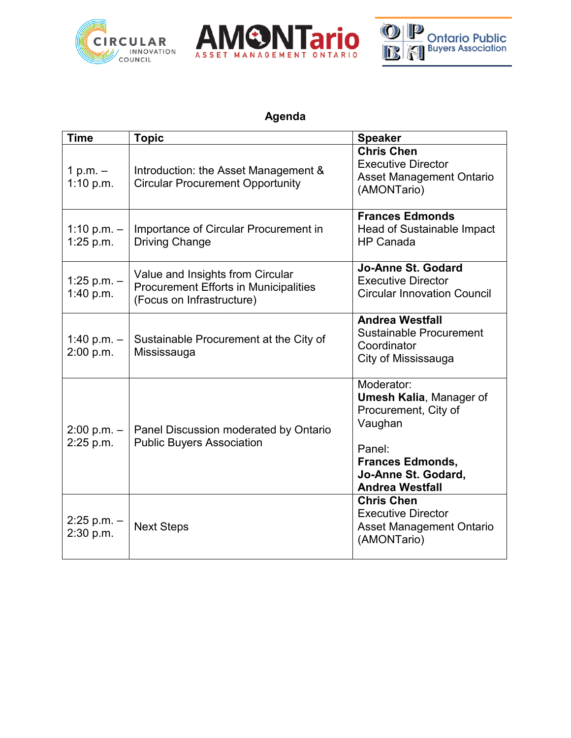## Agenda

| Time | Topic | Speaker |
|---|---|---|
| 1 p.m. – 1:10 p.m. | Introduction: the Asset Management & Circular Procurement Opportunity | **Chris Chen**<br>Executive Director<br>Asset Management Ontario (AMONTario) |
| 1:10 p.m. – 1:25 p.m. | Importance of Circular Procurement in Driving Change | **Frances Edmonds**<br>Head of Sustainable Impact<br>HP Canada |
| 1:25 p.m. – 1:40 p.m. | Value and Insights from Circular Procurement Efforts in Municipalities (Focus on Infrastructure) | **Jo-Anne St. Godard**<br>Executive Director<br>Circular Innovation Council |
| 1:40 p.m. – 2:00 p.m. | Sustainable Procurement at the City of Mississauga | **Andrea Westfall**<br>Sustainable Procurement Coordinator<br>City of Mississauga |
| 2:00 p.m. – 2:25 p.m. | Panel Discussion moderated by Ontario Public Buyers Association | Moderator:<br>**Umesh Kalia**, Manager of Procurement, City of Vaughan<br><br>Panel:<br>**Frances Edmonds,**<br>**Jo-Anne St. Godard,**<br>**Andrea Westfall** |
| 2:25 p.m. – 2:30 p.m. | Next Steps | **Chris Chen**<br>Executive Director<br>Asset Management Ontario (AMONTario) |